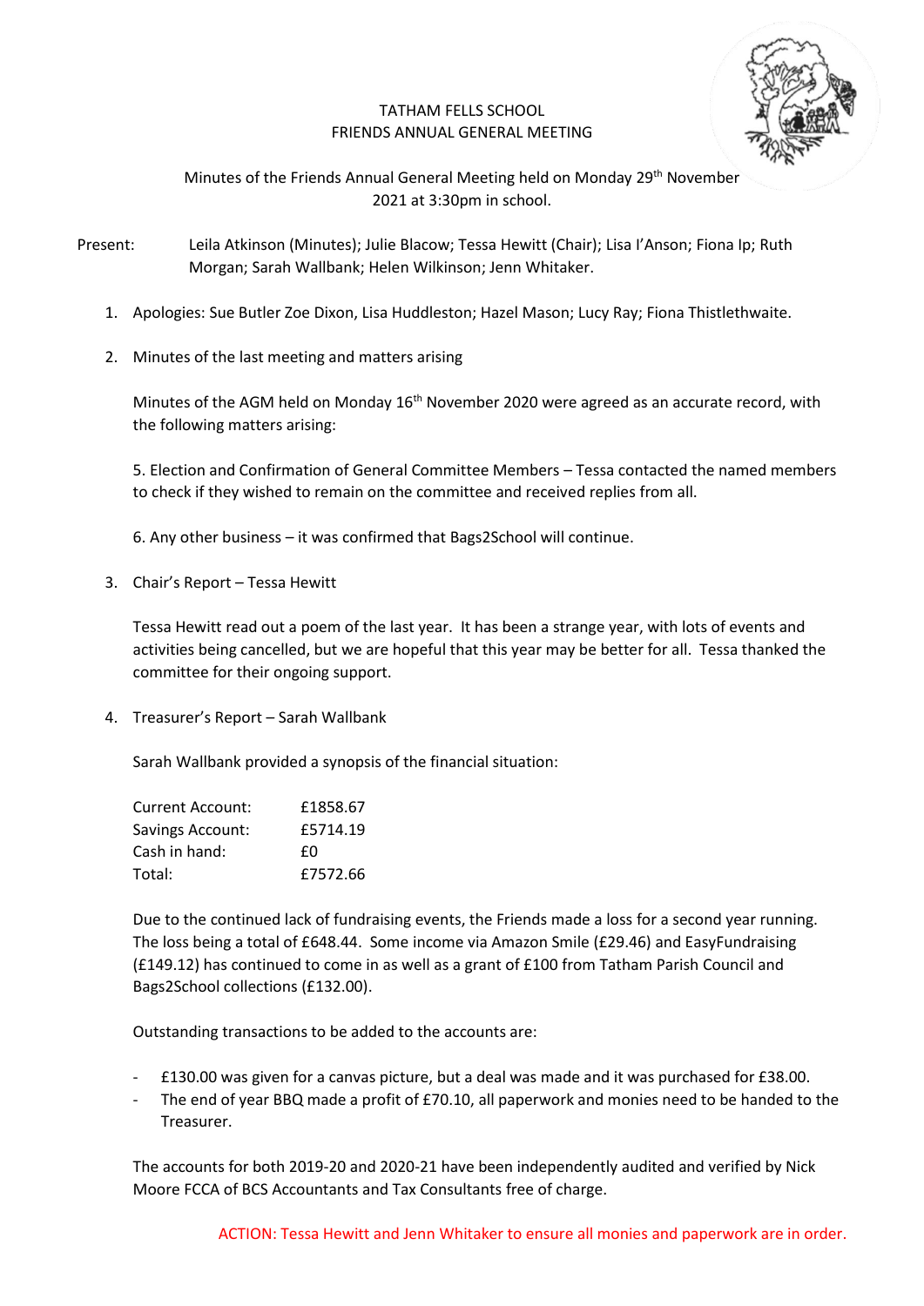# TATHAM FELLS SCHOOL
# FRIENDS ANNUAL GENERAL MEETING

Minutes of the Friends Annual General Meeting held on Monday 29th November 2021 at 3:30pm in school.

Present: Leila Atkinson (Minutes); Julie Blacow; Tessa Hewitt (Chair); Lisa I'Anson; Fiona Ip; Ruth Morgan; Sarah Wallbank; Helen Wilkinson; Jenn Whitaker.

1. Apologies: Sue Butler Zoe Dixon, Lisa Huddleston; Hazel Mason; Lucy Ray; Fiona Thistlethwaite.

2. Minutes of the last meeting and matters arising

   Minutes of the AGM held on Monday 16th November 2020 were agreed as an accurate record, with the following matters arising:

   5. Election and Confirmation of General Committee Members – Tessa contacted the named members to check if they wished to remain on the committee and received replies from all.

   6. Any other business – it was confirmed that Bags2School will continue.

3. Chair's Report – Tessa Hewitt

   Tessa Hewitt read out a poem of the last year. It has been a strange year, with lots of events and activities being cancelled, but we are hopeful that this year may be better for all. Tessa thanked the committee for their ongoing support.

4. Treasurer's Report – Sarah Wallbank

   Sarah Wallbank provided a synopsis of the financial situation:

   | | |
   |---|---|
   | Current Account: | £1858.67 |
   | Savings Account: | £5714.19 |
   | Cash in hand: | £0 |
   | Total: | £7572.66 |

   Due to the continued lack of fundraising events, the Friends made a loss for a second year running. The loss being a total of £648.44. Some income via Amazon Smile (£29.46) and EasyFundraising (£149.12) has continued to come in as well as a grant of £100 from Tatham Parish Council and Bags2School collections (£132.00).

   Outstanding transactions to be added to the accounts are:

   - £130.00 was given for a canvas picture, but a deal was made and it was purchased for £38.00.
   - The end of year BBQ made a profit of £70.10, all paperwork and monies need to be handed to the Treasurer.

   The accounts for both 2019-20 and 2020-21 have been independently audited and verified by Nick Moore FCCA of BCS Accountants and Tax Consultants free of charge.

   ACTION: Tessa Hewitt and Jenn Whitaker to ensure all monies and paperwork are in order.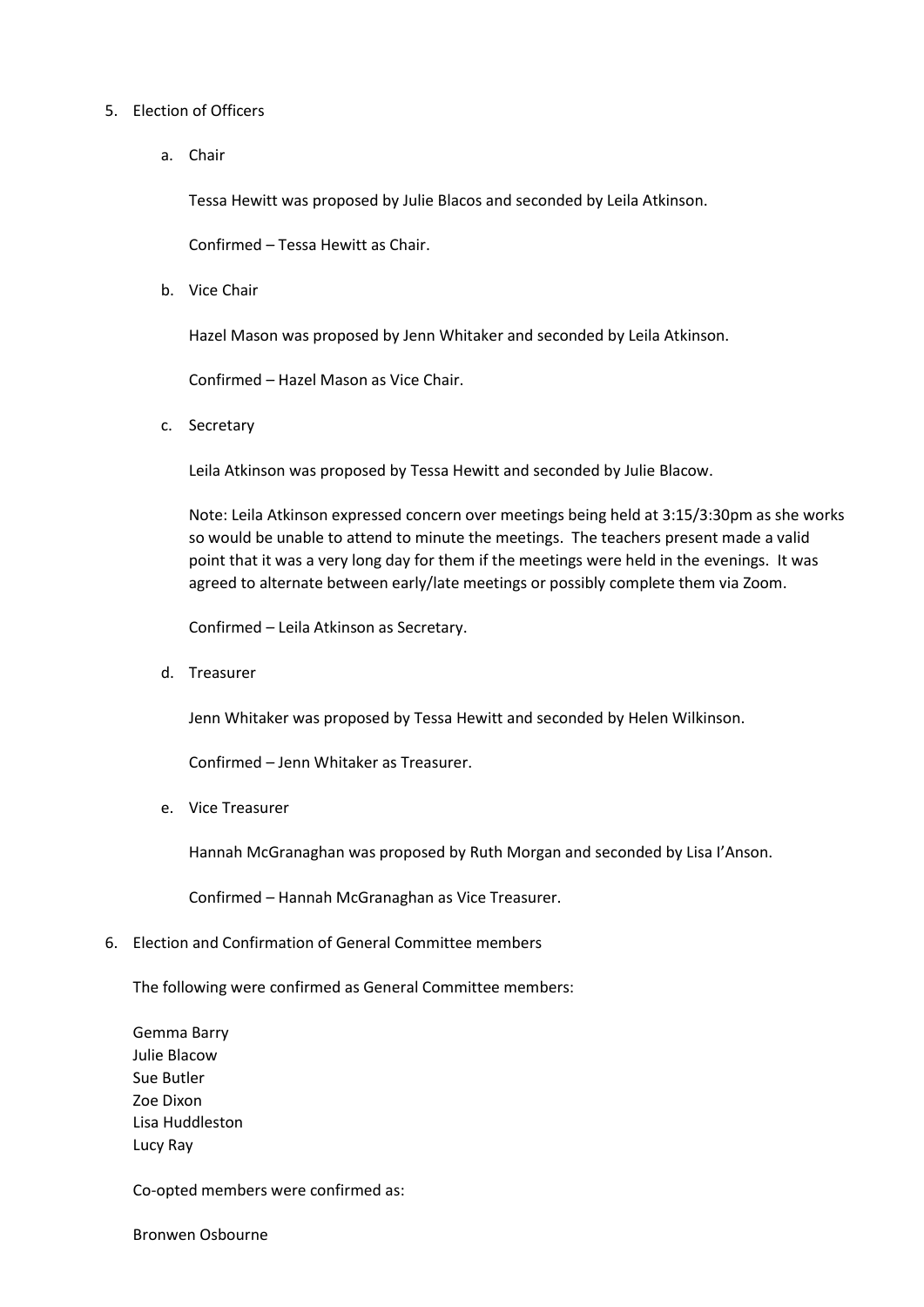5. Election of Officers

   a. Chair

      Tessa Hewitt was proposed by Julie Blacos and seconded by Leila Atkinson.

      Confirmed – Tessa Hewitt as Chair.

   b. Vice Chair

      Hazel Mason was proposed by Jenn Whitaker and seconded by Leila Atkinson.

      Confirmed – Hazel Mason as Vice Chair.

   c. Secretary

      Leila Atkinson was proposed by Tessa Hewitt and seconded by Julie Blacow.

      Note: Leila Atkinson expressed concern over meetings being held at 3:15/3:30pm as she works so would be unable to attend to minute the meetings. The teachers present made a valid point that it was a very long day for them if the meetings were held in the evenings. It was agreed to alternate between early/late meetings or possibly complete them via Zoom.

      Confirmed – Leila Atkinson as Secretary.

   d. Treasurer

      Jenn Whitaker was proposed by Tessa Hewitt and seconded by Helen Wilkinson.

      Confirmed – Jenn Whitaker as Treasurer.

   e. Vice Treasurer

      Hannah McGranaghan was proposed by Ruth Morgan and seconded by Lisa I'Anson.

      Confirmed – Hannah McGranaghan as Vice Treasurer.

6. Election and Confirmation of General Committee members

   The following were confirmed as General Committee members:

   Gemma Barry
   Julie Blacow
   Sue Butler
   Zoe Dixon
   Lisa Huddleston
   Lucy Ray

   Co-opted members were confirmed as:

   Bronwen Osbourne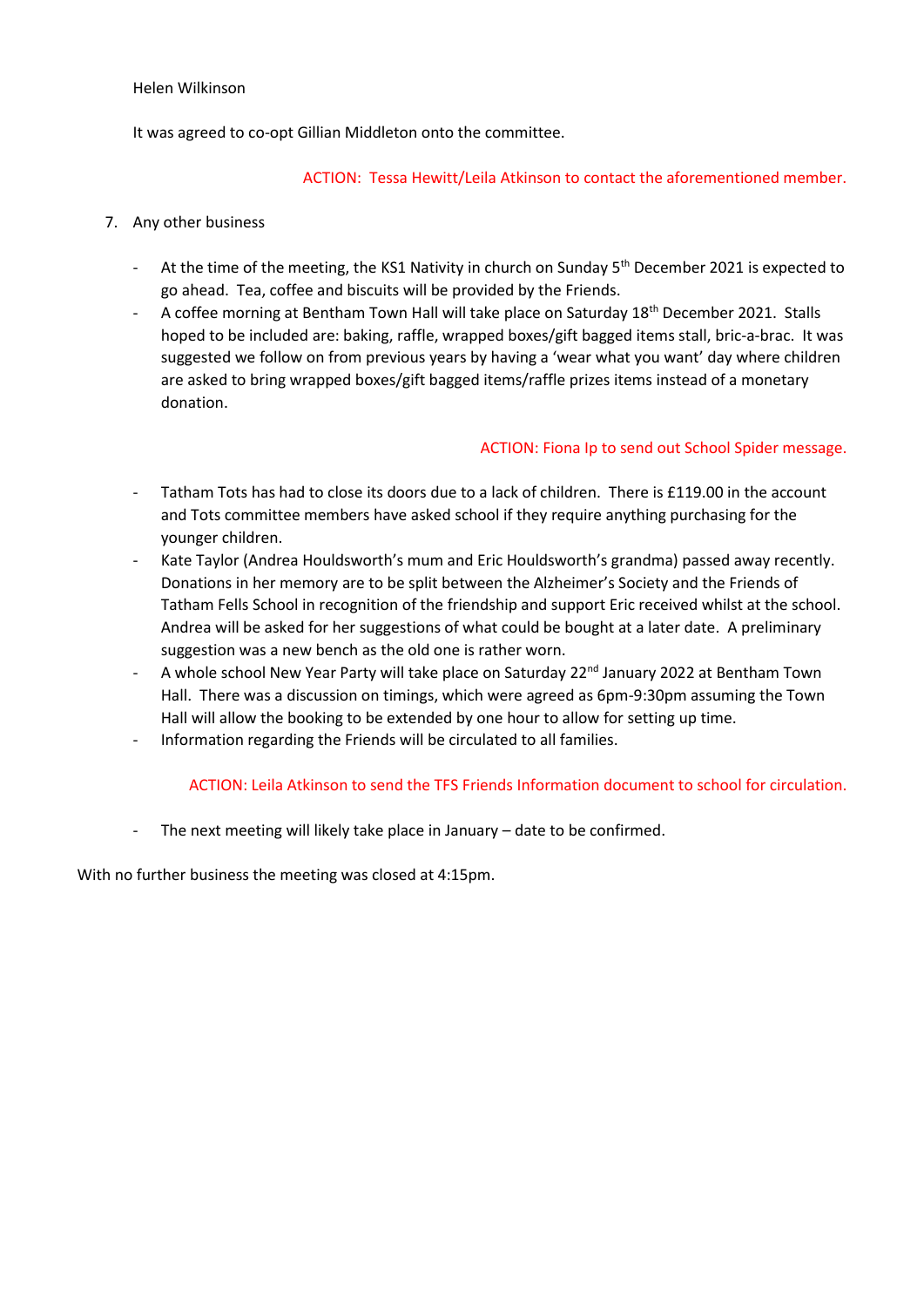Helen Wilkinson

It was agreed to co-opt Gillian Middleton onto the committee.

ACTION: Tessa Hewitt/Leila Atkinson to contact the aforementioned member.

7. Any other business

- At the time of the meeting, the KS1 Nativity in church on Sunday 5th December 2021 is expected to go ahead. Tea, coffee and biscuits will be provided by the Friends.
- A coffee morning at Bentham Town Hall will take place on Saturday 18th December 2021. Stalls hoped to be included are: baking, raffle, wrapped boxes/gift bagged items stall, bric-a-brac. It was suggested we follow on from previous years by having a 'wear what you want' day where children are asked to bring wrapped boxes/gift bagged items/raffle prizes items instead of a monetary donation.

ACTION: Fiona Ip to send out School Spider message.

- Tatham Tots has had to close its doors due to a lack of children. There is £119.00 in the account and Tots committee members have asked school if they require anything purchasing for the younger children.
- Kate Taylor (Andrea Houldsworth's mum and Eric Houldsworth's grandma) passed away recently. Donations in her memory are to be split between the Alzheimer's Society and the Friends of Tatham Fells School in recognition of the friendship and support Eric received whilst at the school. Andrea will be asked for her suggestions of what could be bought at a later date. A preliminary suggestion was a new bench as the old one is rather worn.
- A whole school New Year Party will take place on Saturday 22nd January 2022 at Bentham Town Hall. There was a discussion on timings, which were agreed as 6pm-9:30pm assuming the Town Hall will allow the booking to be extended by one hour to allow for setting up time.
- Information regarding the Friends will be circulated to all families.

ACTION: Leila Atkinson to send the TFS Friends Information document to school for circulation.

- The next meeting will likely take place in January – date to be confirmed.

With no further business the meeting was closed at 4:15pm.